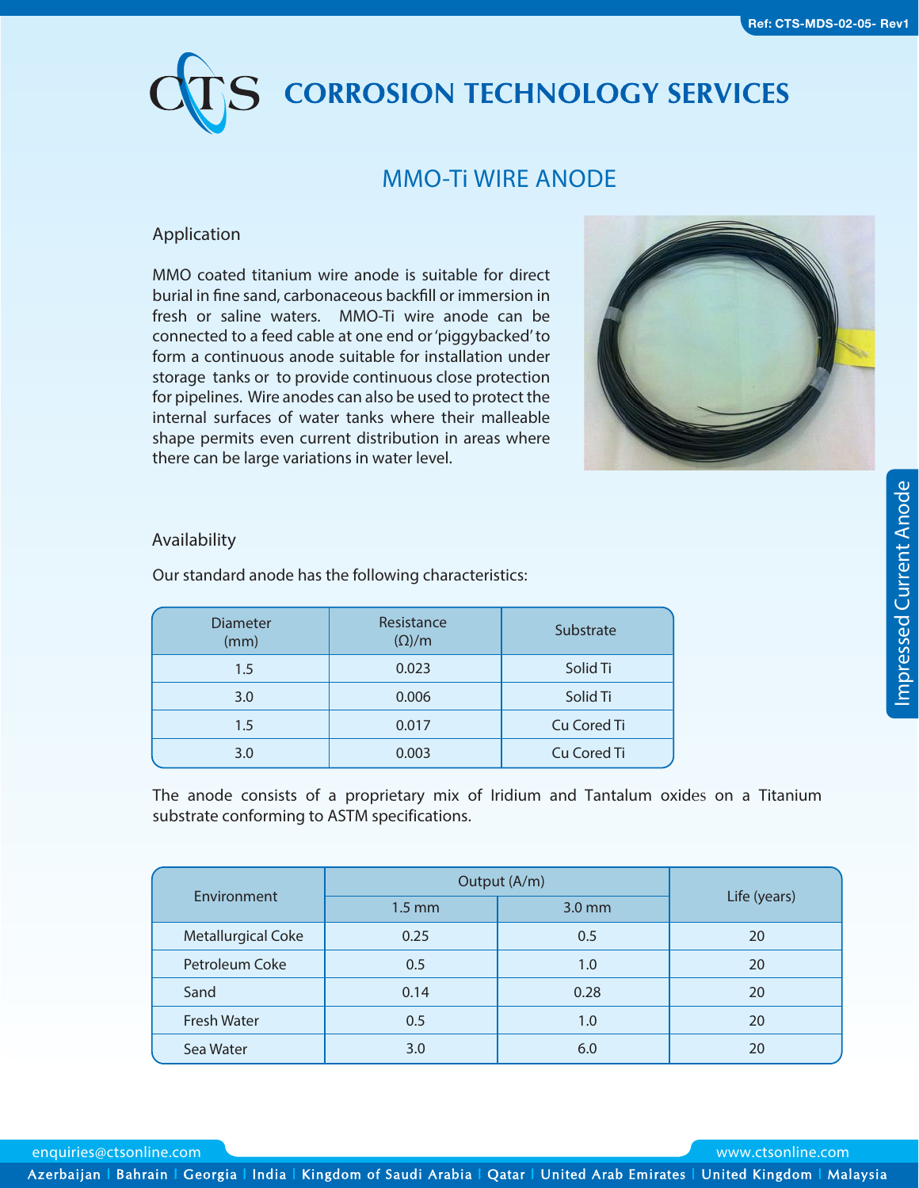Ref: CTS-MDS-02-05- Rev1

# CORROSION TECHNOLOGY SERVICES

## MMO-Ti WIRE ANODE

### Application

MMO coated titanium wire anode is suitable for direct burial in fine sand, carbonaceous backfill or immersion in fresh or saline waters. MMO-Ti wire anode can be connected to a feed cable at one end or 'piggybacked' to form a continuous anode suitable for installation under storage tanks or to provide continuous close protection for pipelines. Wire anodes can also be used to protect the internal surfaces of water tanks where their malleable shape permits even current distribution in areas where there can be large variations in water level.

### Availability

Our standard anode has the following characteristics:

| Diameter (mm) | Resistance (Ω)/m | Substrate |
|---|---|---|
| 1.5 | 0.023 | Solid Ti |
| 3.0 | 0.006 | Solid Ti |
| 1.5 | 0.017 | Cu Cored Ti |
| 3.0 | 0.003 | Cu Cored Ti |

The anode consists of a proprietary mix of Iridium and Tantalum oxides on a Titanium substrate conforming to ASTM specifications.

| Environment | Output (A/m) | | Life (years) |
|---|---|---|---|
| | 1.5 mm | 3.0 mm | |
| Metallurgical Coke | 0.25 | 0.5 | 20 |
| Petroleum Coke | 0.5 | 1.0 | 20 |
| Sand | 0.14 | 0.28 | 20 |
| Fresh Water | 0.5 | 1.0 | 20 |
| Sea Water | 3.0 | 6.0 | 20 |

Impressed Current Anode

enquiries@ctsonline.com www.ctsonline.com

Azerbaijan | Bahrain | Georgia | India | Kingdom of Saudi Arabia | Qatar | United Arab Emirates | United Kingdom | Malaysia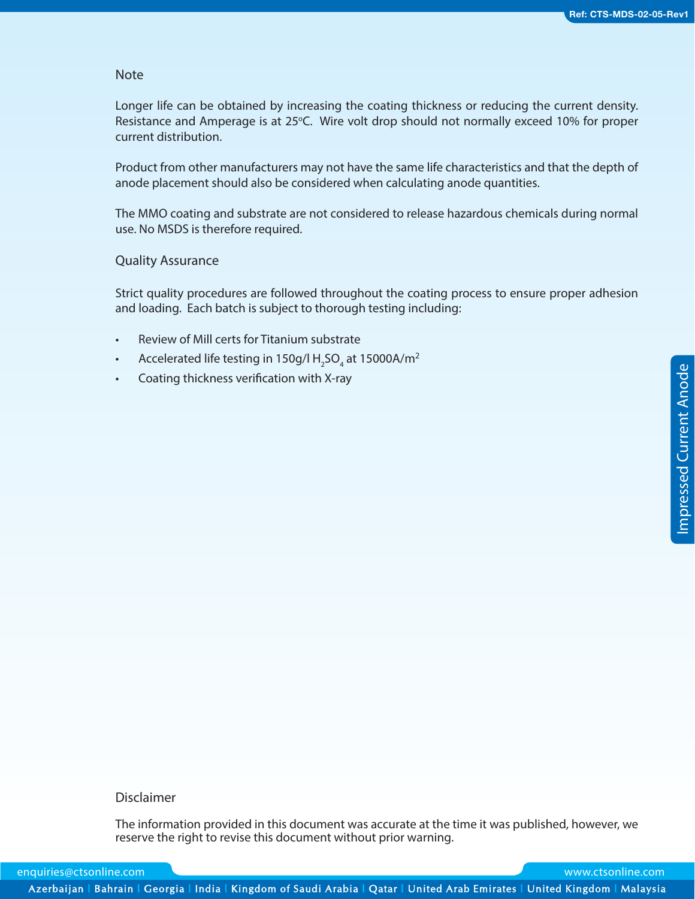## Note

Longer life can be obtained by increasing the coating thickness or reducing the current density. Resistance and Amperage is at 25ºC. Wire volt drop should not normally exceed 10% for proper current distribution.

Product from other manufacturers may not have the same life characteristics and that the depth of anode placement should also be considered when calculating anode quantities.

The MMO coating and substrate are not considered to release hazardous chemicals during normal use. No MSDS is therefore required.

## Quality Assurance

Strict quality procedures are followed throughout the coating process to ensure proper adhesion and loading. Each batch is subject to thorough testing including:

- Review of Mill certs for Titanium substrate
- Accelerated life testing in 150g/l $H_2SO_4$ at 15000A/$m^2$
- Coating thickness verification with X-ray

## Disclaimer

The information provided in this document was accurate at the time it was published, however, we reserve the right to revise this document without prior warning.